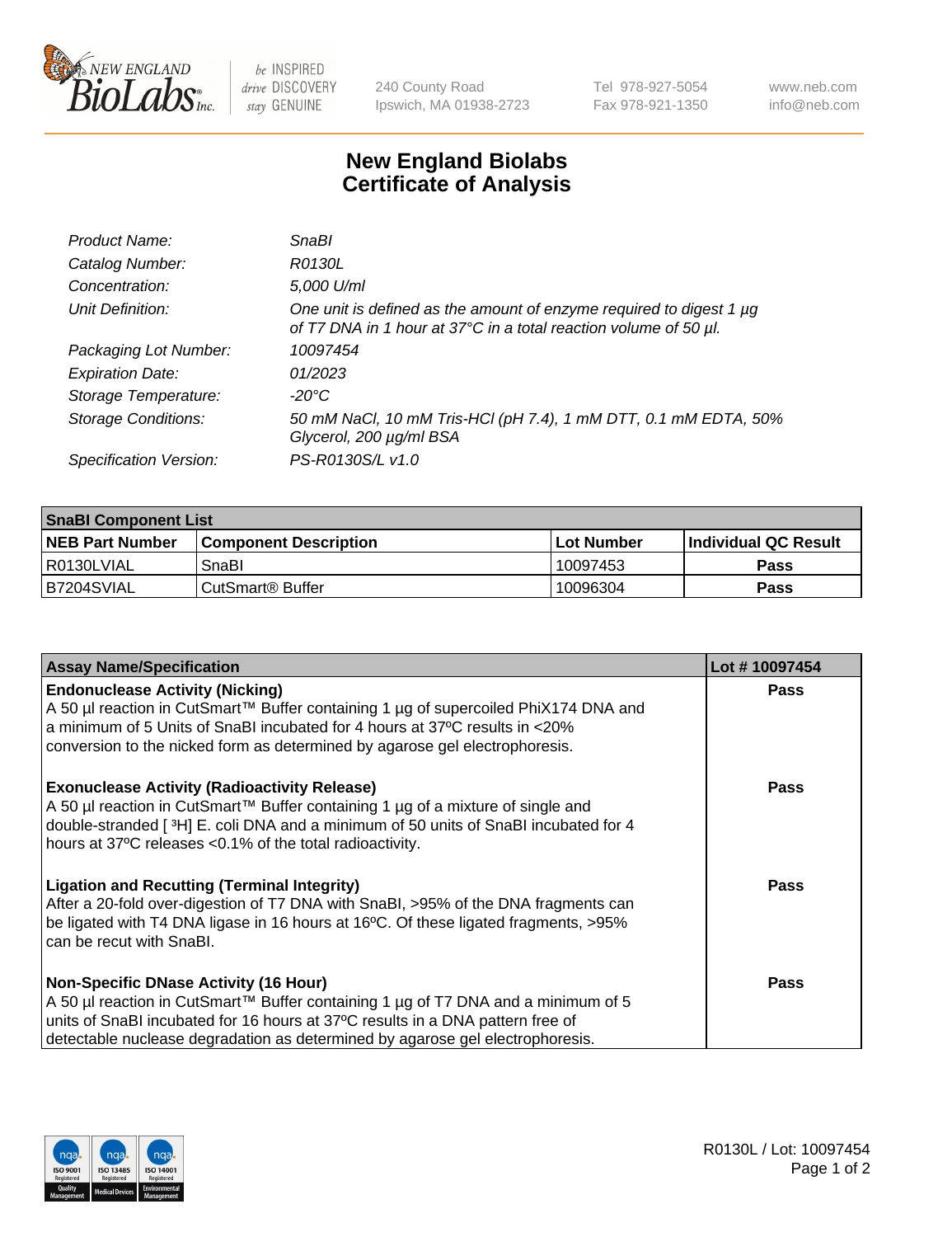240 County Road
Ipswich, MA 01938-2723

Tel 978-927-5054
Fax 978-921-1350

www.neb.com
info@neb.com

# New England Biolabs
# Certificate of Analysis

| | |
|---|---|
| *Product Name:* | *SnaBI* |
| *Catalog Number:* | *R0130L* |
| *Concentration:* | *5,000 U/ml* |
| *Unit Definition:* | *One unit is defined as the amount of enzyme required to digest 1 µg of T7 DNA in 1 hour at 37°C in a total reaction volume of 50 µl.* |
| *Packaging Lot Number:* | *10097454* |
| *Expiration Date:* | *01/2023* |
| *Storage Temperature:* | *-20°C* |
| *Storage Conditions:* | *50 mM NaCl, 10 mM Tris-HCl (pH 7.4), 1 mM DTT, 0.1 mM EDTA, 50% Glycerol, 200 µg/ml BSA* |
| *Specification Version:* | *PS-R0130S/L v1.0* |

| **SnaBI Component List** | | | |
|---|---|---|---|
| **NEB Part Number** | **Component Description** | **Lot Number** | **Individual QC Result** |
| R0130LVIAL | SnaBI | 10097453 | **Pass** |
| B7204SVIAL | CutSmart® Buffer | 10096304 | **Pass** |

| **Assay Name/Specification** | **Lot # 10097454** |
|---|---|
| **Endonuclease Activity (Nicking)** A 50 µl reaction in CutSmart™ Buffer containing 1 µg of supercoiled PhiX174 DNA and a minimum of 5 Units of SnaBI incubated for 4 hours at 37ºC results in <20% conversion to the nicked form as determined by agarose gel electrophoresis. | **Pass** |
| **Exonuclease Activity (Radioactivity Release)** A 50 µl reaction in CutSmart™ Buffer containing 1 µg of a mixture of single and double-stranded [ $^{3}$H] E. coli DNA and a minimum of 50 units of SnaBI incubated for 4 hours at 37ºC releases <0.1% of the total radioactivity. | **Pass** |
| **Ligation and Recutting (Terminal Integrity)** After a 20-fold over-digestion of T7 DNA with SnaBI, >95% of the DNA fragments can be ligated with T4 DNA ligase in 16 hours at 16ºC. Of these ligated fragments, >95% can be recut with SnaBI. | **Pass** |
| **Non-Specific DNase Activity (16 Hour)** A 50 µl reaction in CutSmart™ Buffer containing 1 µg of T7 DNA and a minimum of 5 units of SnaBI incubated for 16 hours at 37ºC results in a DNA pattern free of detectable nuclease degradation as determined by agarose gel electrophoresis. | **Pass** |

R0130L / Lot: 10097454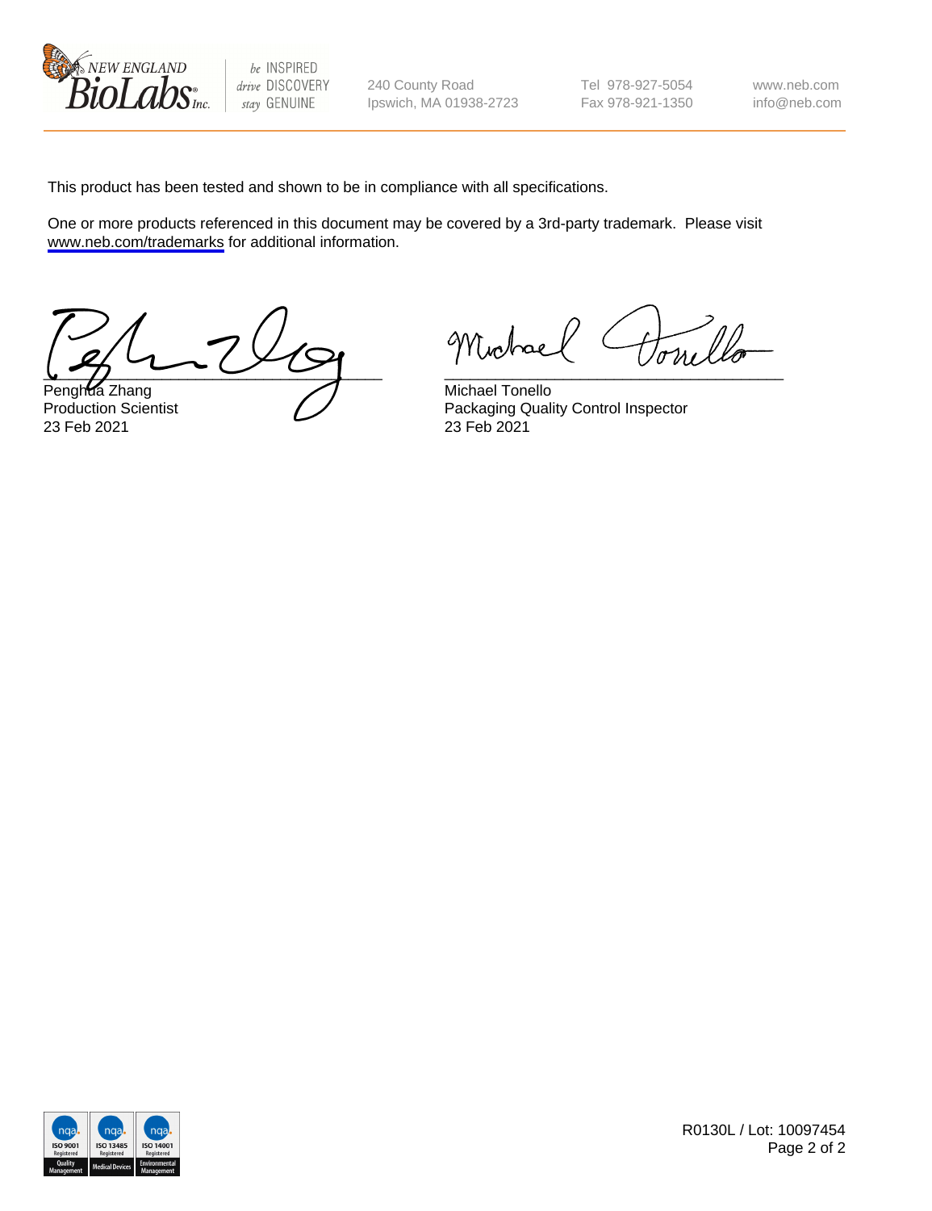This product has been tested and shown to be in compliance with all specifications.

One or more products referenced in this document may be covered by a 3rd-party trademark. Please visit www.neb.com/trademarks for additional information.

Penghua Zhang
Production Scientist
23 Feb 2021

Michael Tonello
Packaging Quality Control Inspector
23 Feb 2021

R0130L / Lot: 10097454